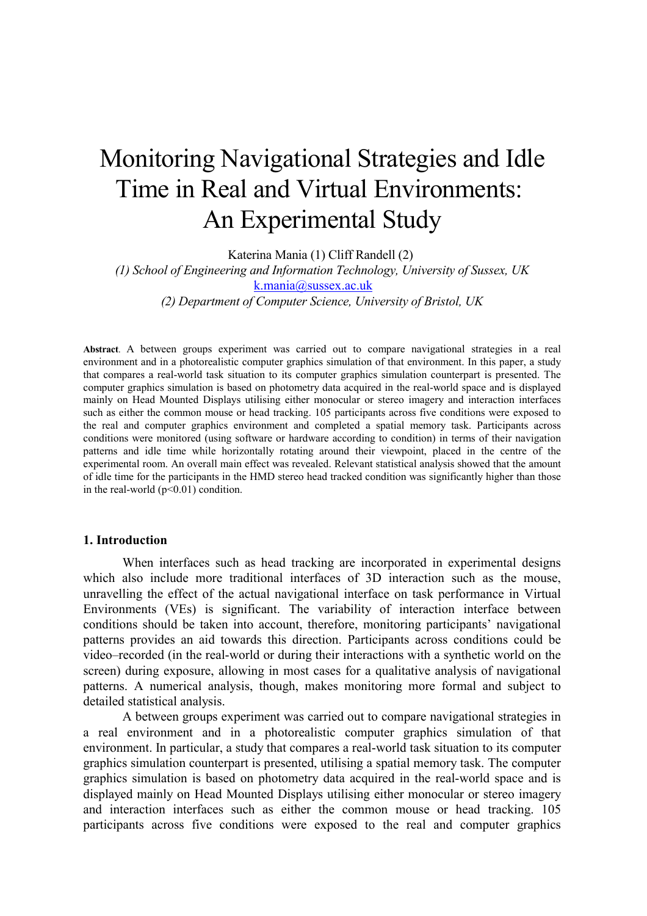# Monitoring Navigational Strategies and Idle Time in Real and Virtual Environments: An Experimental Study

Katerina Mania (1) Cliff Randell (2)

*(1) School of Engineering and Information Technology, University of Sussex, UK*
k.mania@sussex.ac.uk
*(2) Department of Computer Science, University of Bristol, UK*

**Abstract**. A between groups experiment was carried out to compare navigational strategies in a real environment and in a photorealistic computer graphics simulation of that environment. In this paper, a study that compares a real-world task situation to its computer graphics simulation counterpart is presented. The computer graphics simulation is based on photometry data acquired in the real-world space and is displayed mainly on Head Mounted Displays utilising either monocular or stereo imagery and interaction interfaces such as either the common mouse or head tracking. 105 participants across five conditions were exposed to the real and computer graphics environment and completed a spatial memory task. Participants across conditions were monitored (using software or hardware according to condition) in terms of their navigation patterns and idle time while horizontally rotating around their viewpoint, placed in the centre of the experimental room. An overall main effect was revealed. Relevant statistical analysis showed that the amount of idle time for the participants in the HMD stereo head tracked condition was significantly higher than those in the real-world ($p<0.01$) condition.

## 1. Introduction

When interfaces such as head tracking are incorporated in experimental designs which also include more traditional interfaces of 3D interaction such as the mouse, unravelling the effect of the actual navigational interface on task performance in Virtual Environments (VEs) is significant. The variability of interaction interface between conditions should be taken into account, therefore, monitoring participants' navigational patterns provides an aid towards this direction. Participants across conditions could be video–recorded (in the real-world or during their interactions with a synthetic world on the screen) during exposure, allowing in most cases for a qualitative analysis of navigational patterns. A numerical analysis, though, makes monitoring more formal and subject to detailed statistical analysis.

A between groups experiment was carried out to compare navigational strategies in a real environment and in a photorealistic computer graphics simulation of that environment. In particular, a study that compares a real-world task situation to its computer graphics simulation counterpart is presented, utilising a spatial memory task. The computer graphics simulation is based on photometry data acquired in the real-world space and is displayed mainly on Head Mounted Displays utilising either monocular or stereo imagery and interaction interfaces such as either the common mouse or head tracking. 105 participants across five conditions were exposed to the real and computer graphics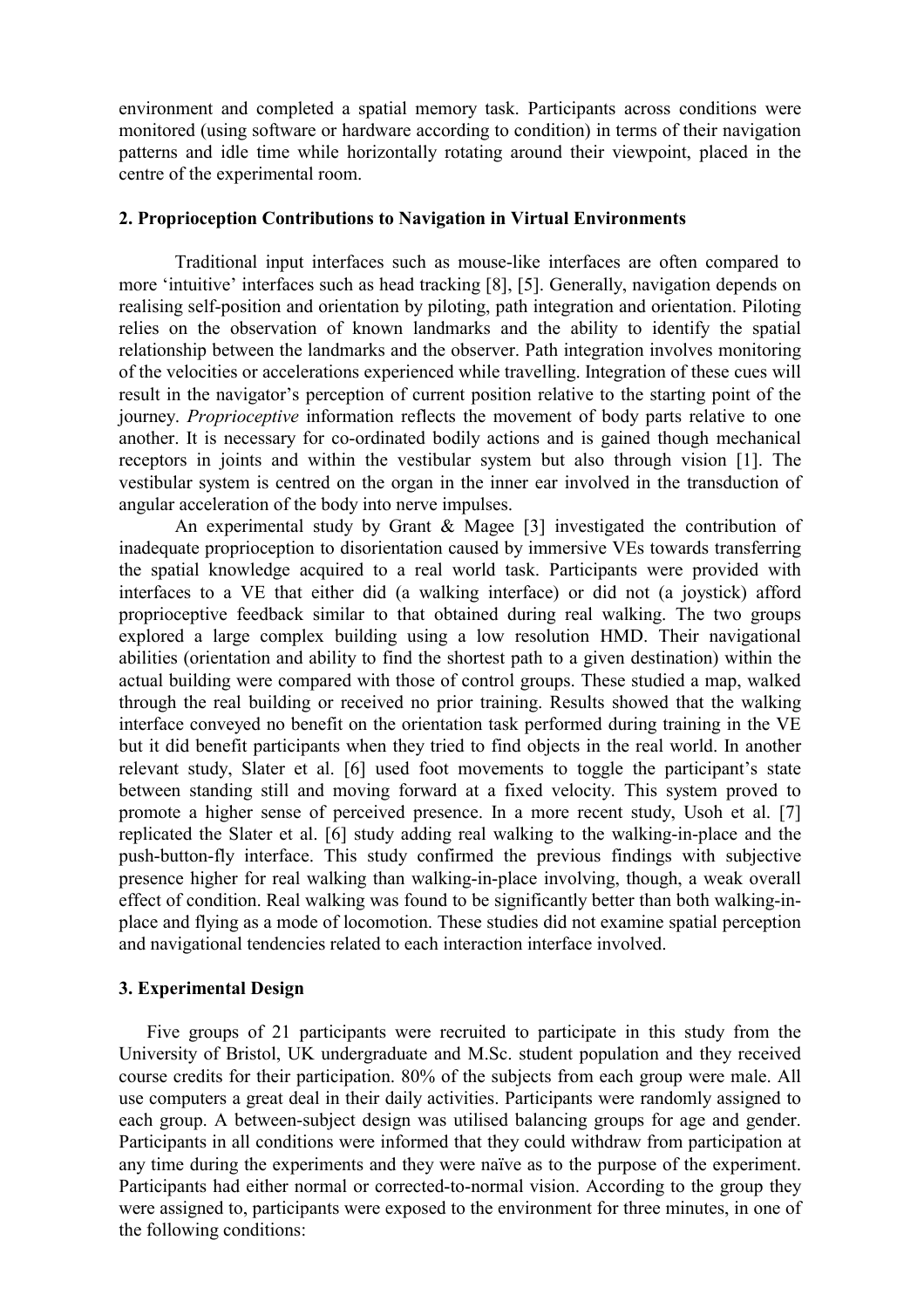environment and completed a spatial memory task. Participants across conditions were monitored (using software or hardware according to condition) in terms of their navigation patterns and idle time while horizontally rotating around their viewpoint, placed in the centre of the experimental room.

## 2. Proprioception Contributions to Navigation in Virtual Environments

Traditional input interfaces such as mouse-like interfaces are often compared to more 'intuitive' interfaces such as head tracking [8], [5]. Generally, navigation depends on realising self-position and orientation by piloting, path integration and orientation. Piloting relies on the observation of known landmarks and the ability to identify the spatial relationship between the landmarks and the observer. Path integration involves monitoring of the velocities or accelerations experienced while travelling. Integration of these cues will result in the navigator's perception of current position relative to the starting point of the journey. *Proprioceptive* information reflects the movement of body parts relative to one another. It is necessary for co-ordinated bodily actions and is gained though mechanical receptors in joints and within the vestibular system but also through vision [1]. The vestibular system is centred on the organ in the inner ear involved in the transduction of angular acceleration of the body into nerve impulses.

An experimental study by Grant & Magee [3] investigated the contribution of inadequate proprioception to disorientation caused by immersive VEs towards transferring the spatial knowledge acquired to a real world task. Participants were provided with interfaces to a VE that either did (a walking interface) or did not (a joystick) afford proprioceptive feedback similar to that obtained during real walking. The two groups explored a large complex building using a low resolution HMD. Their navigational abilities (orientation and ability to find the shortest path to a given destination) within the actual building were compared with those of control groups. These studied a map, walked through the real building or received no prior training. Results showed that the walking interface conveyed no benefit on the orientation task performed during training in the VE but it did benefit participants when they tried to find objects in the real world. In another relevant study, Slater et al. [6] used foot movements to toggle the participant's state between standing still and moving forward at a fixed velocity. This system proved to promote a higher sense of perceived presence. In a more recent study, Usoh et al. [7] replicated the Slater et al. [6] study adding real walking to the walking-in-place and the push-button-fly interface. This study confirmed the previous findings with subjective presence higher for real walking than walking-in-place involving, though, a weak overall effect of condition. Real walking was found to be significantly better than both walking-in-place and flying as a mode of locomotion. These studies did not examine spatial perception and navigational tendencies related to each interaction interface involved.

## 3. Experimental Design

Five groups of 21 participants were recruited to participate in this study from the University of Bristol, UK undergraduate and M.Sc. student population and they received course credits for their participation. 80% of the subjects from each group were male. All use computers a great deal in their daily activities. Participants were randomly assigned to each group. A between-subject design was utilised balancing groups for age and gender. Participants in all conditions were informed that they could withdraw from participation at any time during the experiments and they were naïve as to the purpose of the experiment. Participants had either normal or corrected-to-normal vision. According to the group they were assigned to, participants were exposed to the environment for three minutes, in one of the following conditions: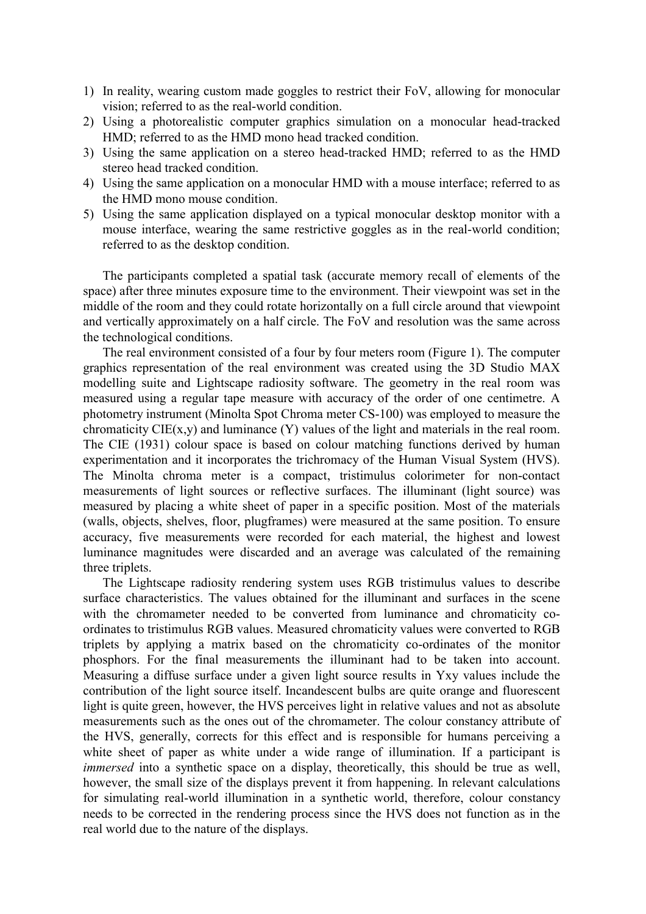1) In reality, wearing custom made goggles to restrict their FoV, allowing for monocular vision; referred to as the real-world condition.
2) Using a photorealistic computer graphics simulation on a monocular head-tracked HMD; referred to as the HMD mono head tracked condition.
3) Using the same application on a stereo head-tracked HMD; referred to as the HMD stereo head tracked condition.
4) Using the same application on a monocular HMD with a mouse interface; referred to as the HMD mono mouse condition.
5) Using the same application displayed on a typical monocular desktop monitor with a mouse interface, wearing the same restrictive goggles as in the real-world condition; referred to as the desktop condition.

The participants completed a spatial task (accurate memory recall of elements of the space) after three minutes exposure time to the environment. Their viewpoint was set in the middle of the room and they could rotate horizontally on a full circle around that viewpoint and vertically approximately on a half circle. The FoV and resolution was the same across the technological conditions.

The real environment consisted of a four by four meters room (Figure 1). The computer graphics representation of the real environment was created using the 3D Studio MAX modelling suite and Lightscape radiosity software. The geometry in the real room was measured using a regular tape measure with accuracy of the order of one centimetre. A photometry instrument (Minolta Spot Chroma meter CS-100) was employed to measure the chromaticity CIE(x,y) and luminance (Y) values of the light and materials in the real room. The CIE (1931) colour space is based on colour matching functions derived by human experimentation and it incorporates the trichromacy of the Human Visual System (HVS). The Minolta chroma meter is a compact, tristimulus colorimeter for non-contact measurements of light sources or reflective surfaces. The illuminant (light source) was measured by placing a white sheet of paper in a specific position. Most of the materials (walls, objects, shelves, floor, plugframes) were measured at the same position. To ensure accuracy, five measurements were recorded for each material, the highest and lowest luminance magnitudes were discarded and an average was calculated of the remaining three triplets.

The Lightscape radiosity rendering system uses RGB tristimulus values to describe surface characteristics. The values obtained for the illuminant and surfaces in the scene with the chromameter needed to be converted from luminance and chromaticity co-ordinates to tristimulus RGB values. Measured chromaticity values were converted to RGB triplets by applying a matrix based on the chromaticity co-ordinates of the monitor phosphors. For the final measurements the illuminant had to be taken into account. Measuring a diffuse surface under a given light source results in Yxy values include the contribution of the light source itself. Incandescent bulbs are quite orange and fluorescent light is quite green, however, the HVS perceives light in relative values and not as absolute measurements such as the ones out of the chromameter. The colour constancy attribute of the HVS, generally, corrects for this effect and is responsible for humans perceiving a white sheet of paper as white under a wide range of illumination. If a participant is *immersed* into a synthetic space on a display, theoretically, this should be true as well, however, the small size of the displays prevent it from happening. In relevant calculations for simulating real-world illumination in a synthetic world, therefore, colour constancy needs to be corrected in the rendering process since the HVS does not function as in the real world due to the nature of the displays.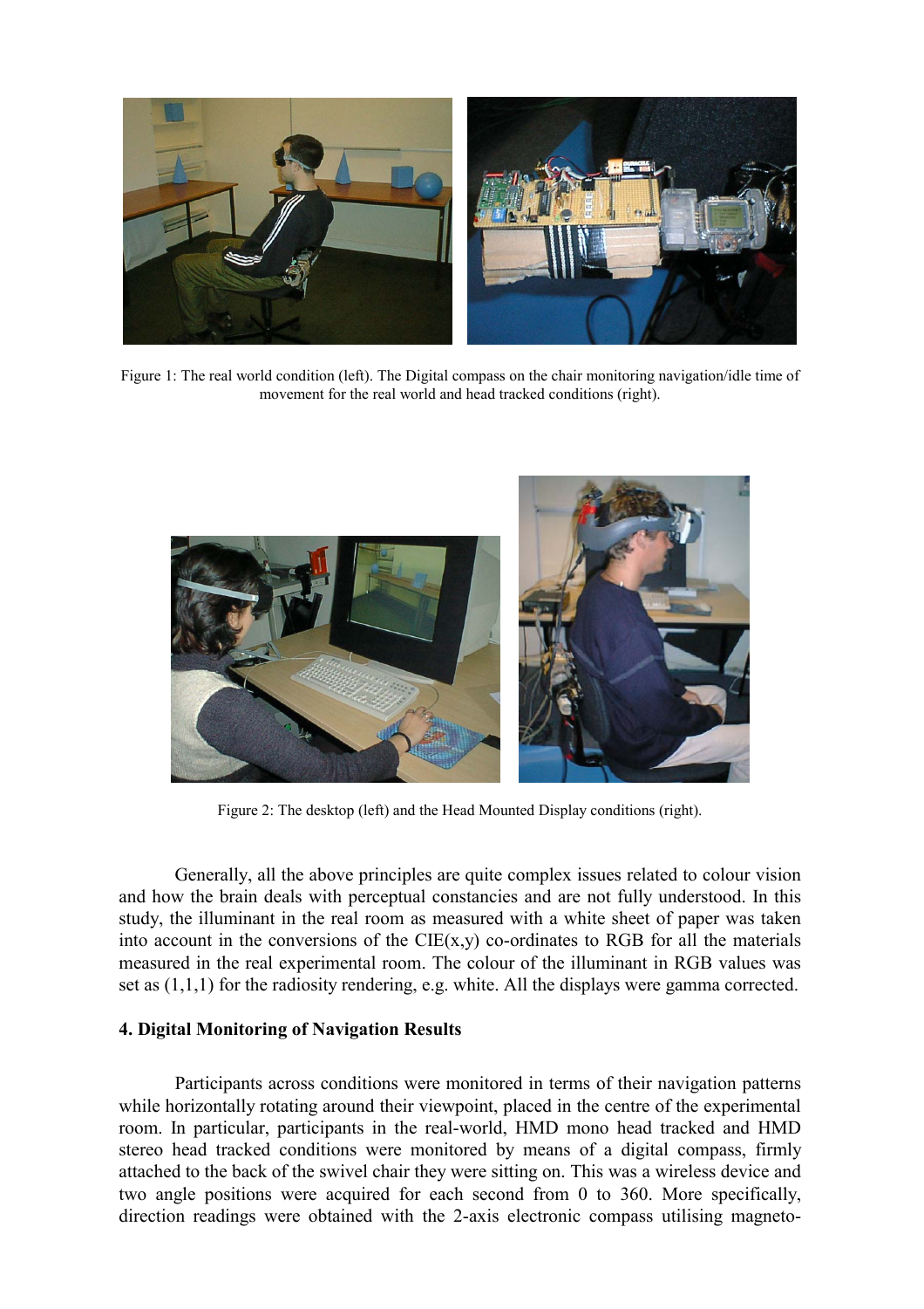Figure 1: The real world condition (left). The Digital compass on the chair monitoring navigation/idle time of movement for the real world and head tracked conditions (right).

Figure 2: The desktop (left) and the Head Mounted Display conditions (right).

Generally, all the above principles are quite complex issues related to colour vision and how the brain deals with perceptual constancies and are not fully understood. In this study, the illuminant in the real room as measured with a white sheet of paper was taken into account in the conversions of the CIE(x,y) co-ordinates to RGB for all the materials measured in the real experimental room. The colour of the illuminant in RGB values was set as (1,1,1) for the radiosity rendering, e.g. white. All the displays were gamma corrected.

### 4. Digital Monitoring of Navigation Results

Participants across conditions were monitored in terms of their navigation patterns while horizontally rotating around their viewpoint, placed in the centre of the experimental room. In particular, participants in the real-world, HMD mono head tracked and HMD stereo head tracked conditions were monitored by means of a digital compass, firmly attached to the back of the swivel chair they were sitting on. This was a wireless device and two angle positions were acquired for each second from 0 to 360. More specifically, direction readings were obtained with the 2-axis electronic compass utilising magneto-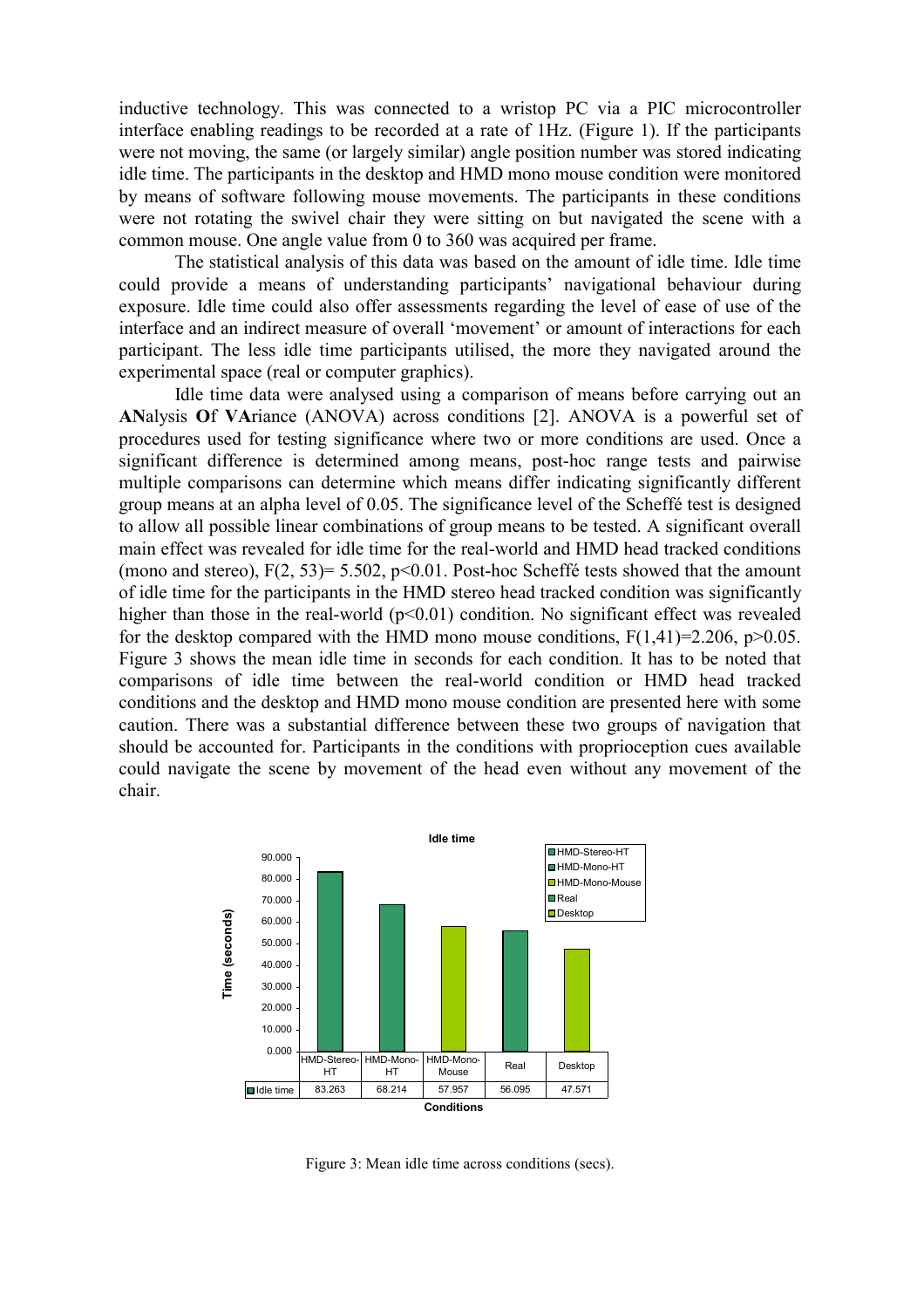inductive technology. This was connected to a wristop PC via a PIC microcontroller interface enabling readings to be recorded at a rate of 1Hz. (Figure 1). If the participants were not moving, the same (or largely similar) angle position number was stored indicating idle time. The participants in the desktop and HMD mono mouse condition were monitored by means of software following mouse movements. The participants in these conditions were not rotating the swivel chair they were sitting on but navigated the scene with a common mouse. One angle value from 0 to 360 was acquired per frame.

The statistical analysis of this data was based on the amount of idle time. Idle time could provide a means of understanding participants' navigational behaviour during exposure. Idle time could also offer assessments regarding the level of ease of use of the interface and an indirect measure of overall 'movement' or amount of interactions for each participant. The less idle time participants utilised, the more they navigated around the experimental space (real or computer graphics).

Idle time data were analysed using a comparison of means before carrying out an **AN**alysis **O**f **VA**riance (ANOVA) across conditions [2]. ANOVA is a powerful set of procedures used for testing significance where two or more conditions are used. Once a significant difference is determined among means, post-hoc range tests and pairwise multiple comparisons can determine which means differ indicating significantly different group means at an alpha level of 0.05. The significance level of the Scheffé test is designed to allow all possible linear combinations of group means to be tested. A significant overall main effect was revealed for idle time for the real-world and HMD head tracked conditions (mono and stereo), $F(2, 53)= 5.502$, $p<0.01$. Post-hoc Scheffé tests showed that the amount of idle time for the participants in the HMD stereo head tracked condition was significantly higher than those in the real-world ($p<0.01$) condition. No significant effect was revealed for the desktop compared with the HMD mono mouse conditions, $F(1,41)=2.206$, $p>0.05$. Figure 3 shows the mean idle time in seconds for each condition. It has to be noted that comparisons of idle time between the real-world condition or HMD head tracked conditions and the desktop and HMD mono mouse condition are presented here with some caution. There was a substantial difference between these two groups of navigation that should be accounted for. Participants in the conditions with proprioception cues available could navigate the scene by movement of the head even without any movement of the chair.

**Idle time**

| | HMD-Stereo-HT | HMD-Mono-HT | HMD-Mono-Mouse | Real | Desktop |
|---|---|---|---|---|---|
| Idle time | 83.263 | 68.214 | 57.957 | 56.095 | 47.571 |

Figure 3: Mean idle time across conditions (secs).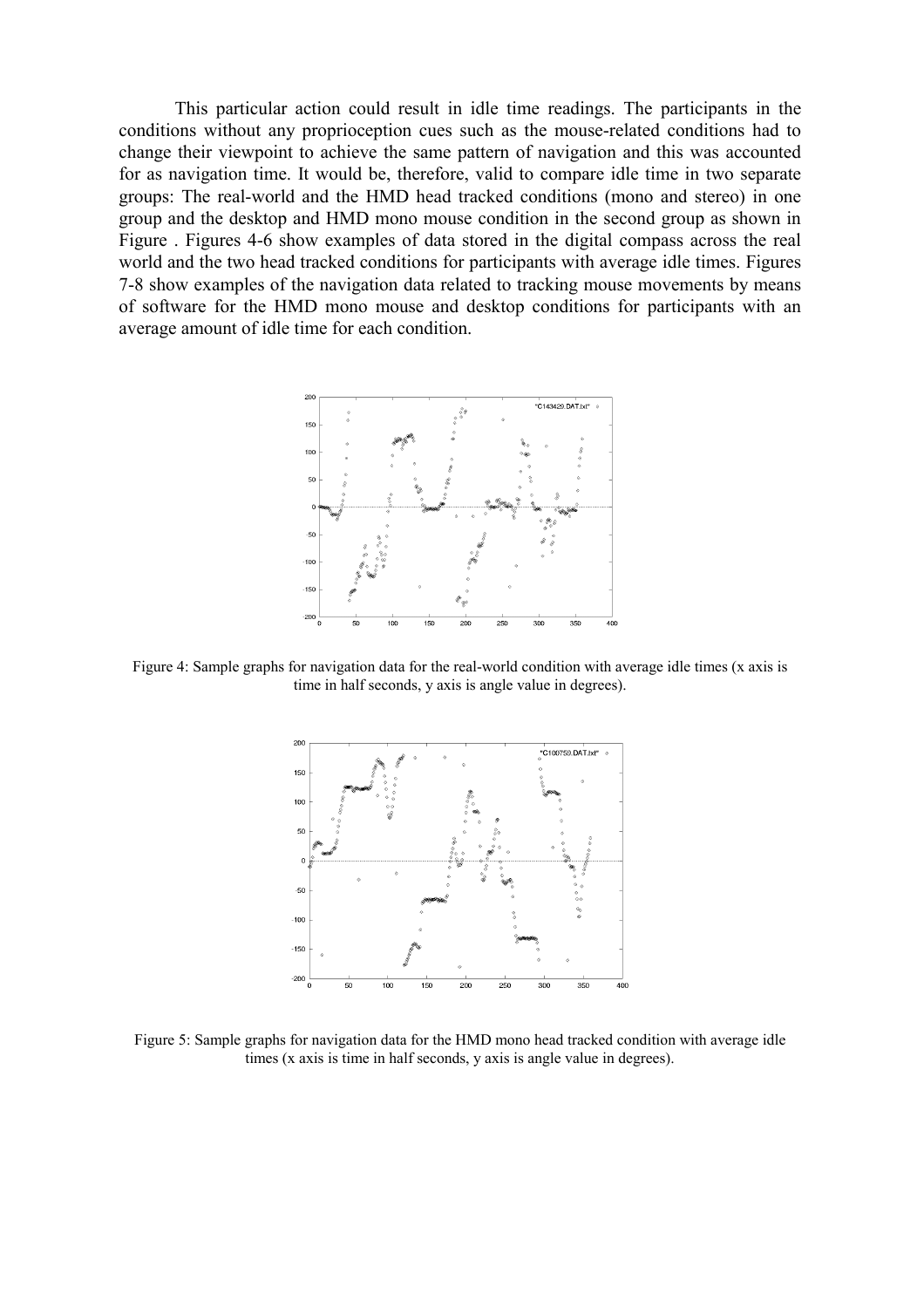This particular action could result in idle time readings. The participants in the conditions without any proprioception cues such as the mouse-related conditions had to change their viewpoint to achieve the same pattern of navigation and this was accounted for as navigation time. It would be, therefore, valid to compare idle time in two separate groups: The real-world and the HMD head tracked conditions (mono and stereo) in one group and the desktop and HMD mono mouse condition in the second group as shown in Figure . Figures 4-6 show examples of data stored in the digital compass across the real world and the two head tracked conditions for participants with average idle times. Figures 7-8 show examples of the navigation data related to tracking mouse movements by means of software for the HMD mono mouse and desktop conditions for participants with an average amount of idle time for each condition.

Figure 4: Sample graphs for navigation data for the real-world condition with average idle times (x axis is time in half seconds, y axis is angle value in degrees).

Figure 5: Sample graphs for navigation data for the HMD mono head tracked condition with average idle times (x axis is time in half seconds, y axis is angle value in degrees).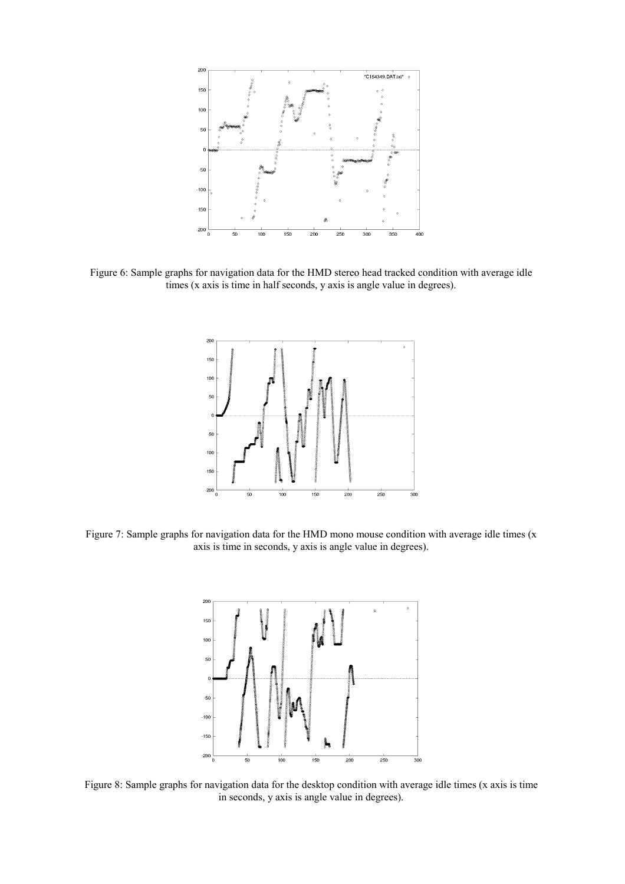Figure 6: Sample graphs for navigation data for the HMD stereo head tracked condition with average idle times (x axis is time in half seconds, y axis is angle value in degrees).

Figure 7: Sample graphs for navigation data for the HMD mono mouse condition with average idle times (x axis is time in seconds, y axis is angle value in degrees).

Figure 8: Sample graphs for navigation data for the desktop condition with average idle times (x axis is time in seconds, y axis is angle value in degrees).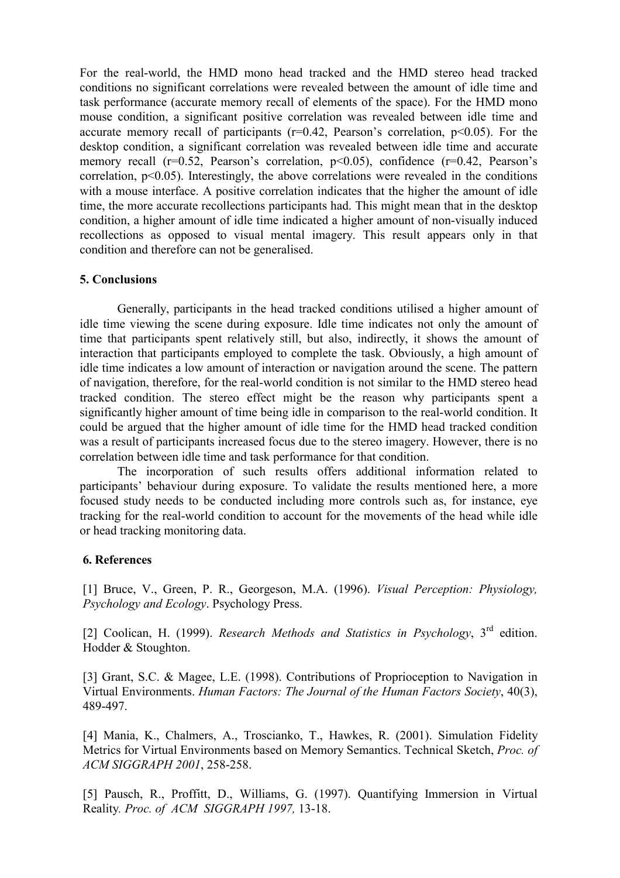For the real-world, the HMD mono head tracked and the HMD stereo head tracked conditions no significant correlations were revealed between the amount of idle time and task performance (accurate memory recall of elements of the space). For the HMD mono mouse condition, a significant positive correlation was revealed between idle time and accurate memory recall of participants ($r=0.42$, Pearson's correlation, $p<0.05$). For the desktop condition, a significant correlation was revealed between idle time and accurate memory recall ($r=0.52$, Pearson's correlation, $p<0.05$), confidence ($r=0.42$, Pearson's correlation, $p<0.05$). Interestingly, the above correlations were revealed in the conditions with a mouse interface. A positive correlation indicates that the higher the amount of idle time, the more accurate recollections participants had. This might mean that in the desktop condition, a higher amount of idle time indicated a higher amount of non-visually induced recollections as opposed to visual mental imagery. This result appears only in that condition and therefore can not be generalised.

## 5. Conclusions

Generally, participants in the head tracked conditions utilised a higher amount of idle time viewing the scene during exposure. Idle time indicates not only the amount of time that participants spent relatively still, but also, indirectly, it shows the amount of interaction that participants employed to complete the task. Obviously, a high amount of idle time indicates a low amount of interaction or navigation around the scene. The pattern of navigation, therefore, for the real-world condition is not similar to the HMD stereo head tracked condition. The stereo effect might be the reason why participants spent a significantly higher amount of time being idle in comparison to the real-world condition. It could be argued that the higher amount of idle time for the HMD head tracked condition was a result of participants increased focus due to the stereo imagery. However, there is no correlation between idle time and task performance for that condition.

The incorporation of such results offers additional information related to participants' behaviour during exposure. To validate the results mentioned here, a more focused study needs to be conducted including more controls such as, for instance, eye tracking for the real-world condition to account for the movements of the head while idle or head tracking monitoring data.

## 6. References

[1] Bruce, V., Green, P. R., Georgeson, M.A. (1996). *Visual Perception: Physiology, Psychology and Ecology*. Psychology Press.

[2] Coolican, H. (1999). *Research Methods and Statistics in Psychology*, 3rd edition. Hodder & Stoughton.

[3] Grant, S.C. & Magee, L.E. (1998). Contributions of Proprioception to Navigation in Virtual Environments. *Human Factors: The Journal of the Human Factors Society*, 40(3), 489-497.

[4] Mania, K., Chalmers, A., Troscianko, T., Hawkes, R. (2001). Simulation Fidelity Metrics for Virtual Environments based on Memory Semantics. Technical Sketch, *Proc. of ACM SIGGRAPH 2001*, 258-258.

[5] Pausch, R., Proffitt, D., Williams, G. (1997). Quantifying Immersion in Virtual Reality. *Proc. of ACM SIGGRAPH 1997,* 13-18.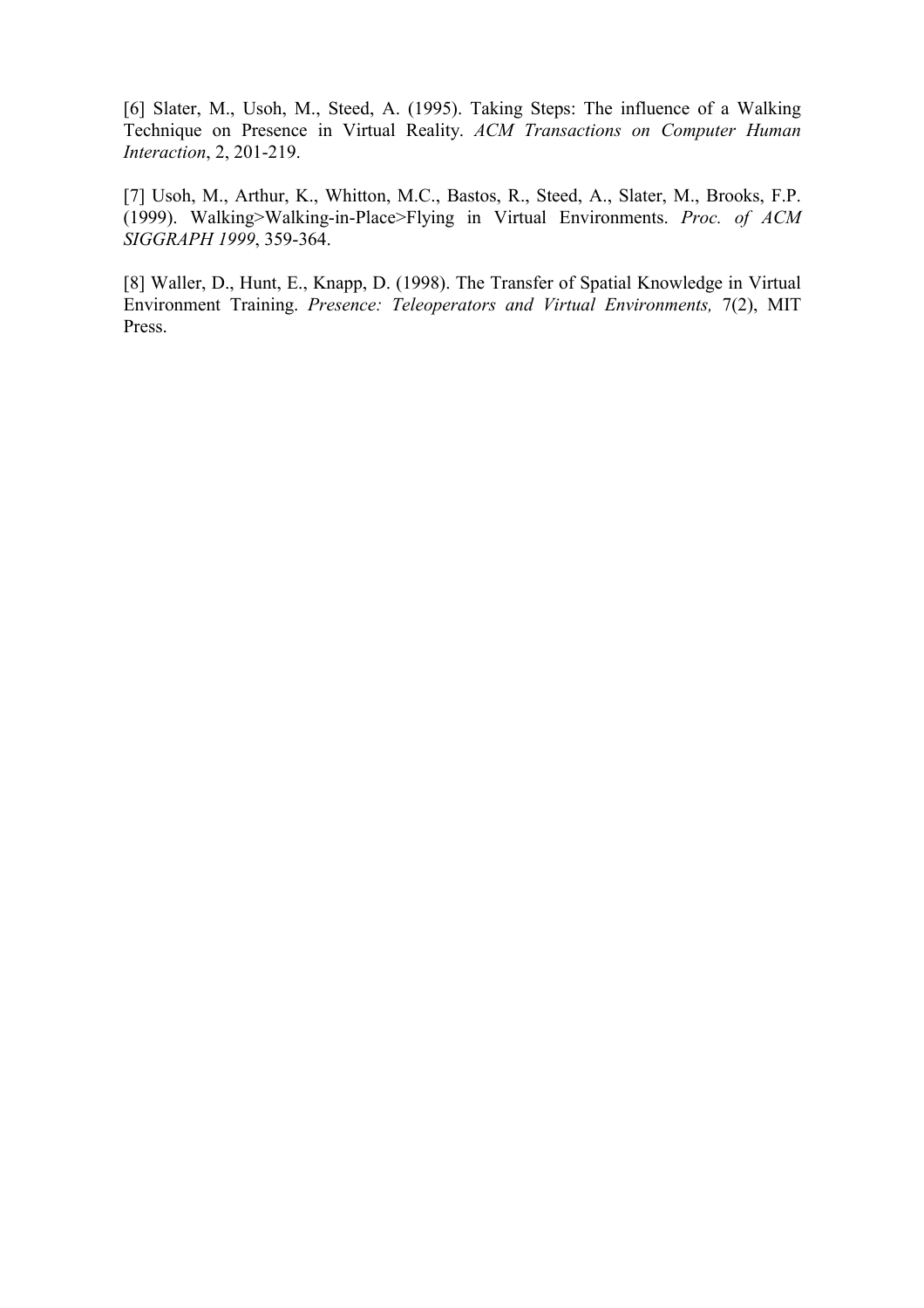[6] Slater, M., Usoh, M., Steed, A. (1995). Taking Steps: The influence of a Walking Technique on Presence in Virtual Reality. *ACM Transactions on Computer Human Interaction*, 2, 201-219.

[7] Usoh, M., Arthur, K., Whitton, M.C., Bastos, R., Steed, A., Slater, M., Brooks, F.P. (1999). Walking>Walking-in-Place>Flying in Virtual Environments. *Proc. of ACM SIGGRAPH 1999*, 359-364.

[8] Waller, D., Hunt, E., Knapp, D. (1998). The Transfer of Spatial Knowledge in Virtual Environment Training. *Presence: Teleoperators and Virtual Environments,* 7(2), MIT Press.